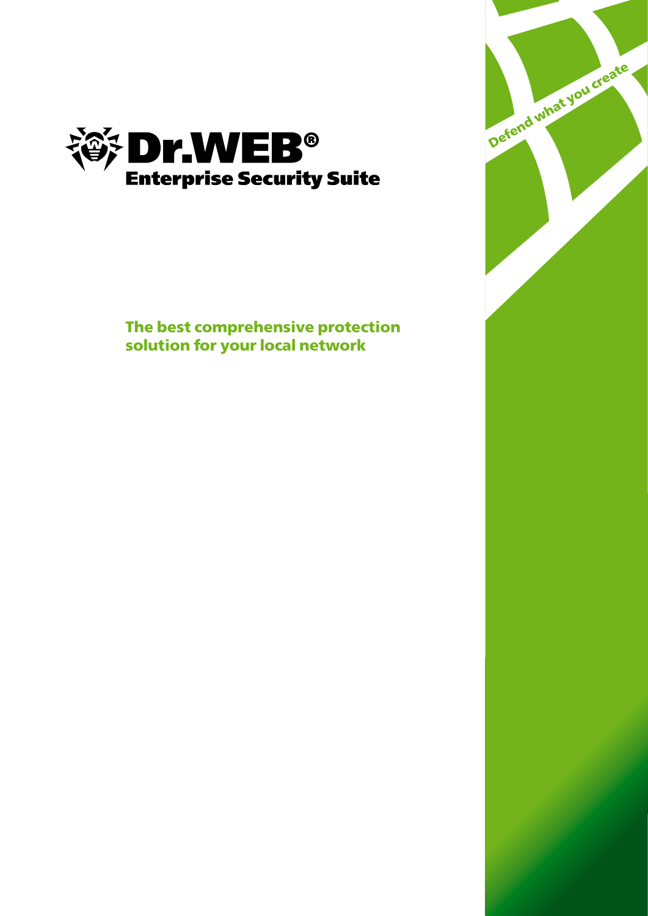# Dr.WEB®

## Enterprise Security Suite

Defend what you create

**The best comprehensive protection solution for your local network**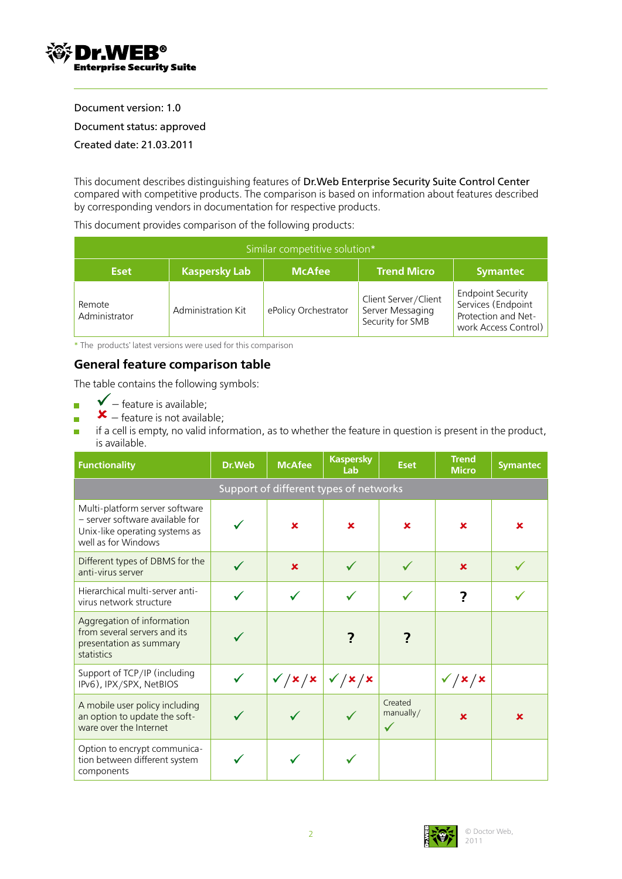Document version: 1.0

Document status: approved

Created date: 21.03.2011

This document describes distinguishing features of **Dr.Web Enterprise Security Suite Control Center** compared with competitive products. The comparison is based on information about features described by corresponding vendors in documentation for respective products.

This document provides comparison of the following products:

| Similar competitive solution* | | | | |
|---|---|---|---|---|
| **Eset** | **Kaspersky Lab** | **McAfee** | **Trend Micro** | **Symantec** |
| Remote Administrator | Administration Kit | ePolicy Orchestrator | Client Server/Client Server Messaging Security for SMB | Endpoint Security Services (Endpoint Protection and Network Access Control) |

\* The products' latest versions were used for this comparison

## General feature comparison table

The table contains the following symbols:

- ✓ – feature is available;
- ✘ – feature is not available;
- if a cell is empty, no valid information, as to whether the feature in question is present in the product, is available.

| Functionality | Dr.Web | McAfee | Kaspersky Lab | Eset | Trend Micro | Symantec |
|---|---|---|---|---|---|---|
| **Support of different types of networks** | | | | | | |
| Multi-platform server software – server software available for Unix-like operating systems as well as for Windows | ✓ | ✘ | ✘ | ✘ | ✘ | ✘ |
| Different types of DBMS for the anti-virus server | ✓ | ✘ | ✓ | ✓ | ✘ | ✓ |
| Hierarchical multi-server anti-virus network structure | ✓ | ✓ | ✓ | ✓ | ? | ✓ |
| Aggregation of information from several servers and its presentation as summary statistics | ✓ | | ? | ? | | |
| Support of TCP/IP (including IPv6), IPX/SPX, NetBIOS | ✓ | ✓/✘/✘ | ✓/✘/✘ | | ✓/✘/✘ | |
| A mobile user policy including an option to update the software over the Internet | ✓ | ✓ | ✓ | Created manually/ ✓ | ✘ | ✘ |
| Option to encrypt communication between different system components | ✓ | ✓ | ✓ | | | |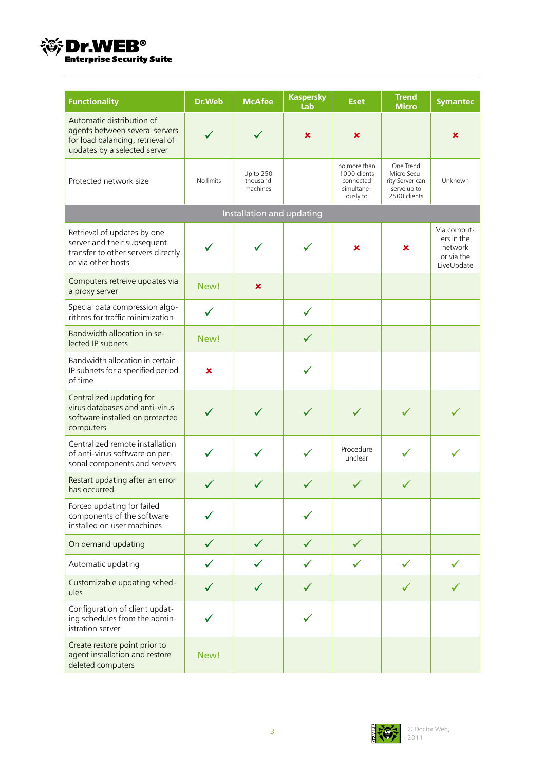| Functionality | Dr.Web | McAfee | Kaspersky Lab | Eset | Trend Micro | Symantec |
|---|---|---|---|---|---|---|
| Automatic distribution of agents between several servers for load balancing, retrieval of updates by a selected server | ✓ | ✓ | ✗ | ✗ | | ✗ |
| Protected network size | No limits | Up to 250 thousand machines | | no more than 1000 clients connected simultaneously to | One Trend Micro Security Server can serve up to 2500 clients | Unknown |
| **Installation and updating** | | | | | | |
| Retrieval of updates by one server and their subsequent transfer to other servers directly or via other hosts | ✓ | ✓ | ✓ | ✗ | ✗ | Via computers in the network or via the LiveUpdate |
| Computers retreive updates via a proxy server | New! | ✗ | | | | |
| Special data compression algorithms for traffic minimization | ✓ | | ✓ | | | |
| Bandwidth allocation in selected IP subnets | New! | | ✓ | | | |
| Bandwidth allocation in certain IP subnets for a specified period of time | ✗ | | ✓ | | | |
| Centralized updating for virus databases and anti-virus software installed on protected computers | ✓ | ✓ | ✓ | ✓ | ✓ | ✓ |
| Centralized remote installation of anti-virus software on personal components and servers | ✓ | ✓ | ✓ | Procedure unclear | ✓ | ✓ |
| Restart updating after an error has occurred | ✓ | ✓ | ✓ | ✓ | ✓ | |
| Forced updating for failed components of the software installed on user machines | ✓ | | ✓ | | | |
| On demand updating | ✓ | ✓ | ✓ | ✓ | | |
| Automatic updating | ✓ | ✓ | ✓ | ✓ | ✓ | ✓ |
| Customizable updating schedules | ✓ | ✓ | ✓ | | ✓ | ✓ |
| Configuration of client updating schedules from the administration server | ✓ | | ✓ | | | |
| Create restore point prior to agent installation and restore deleted computers | New! | | | | | |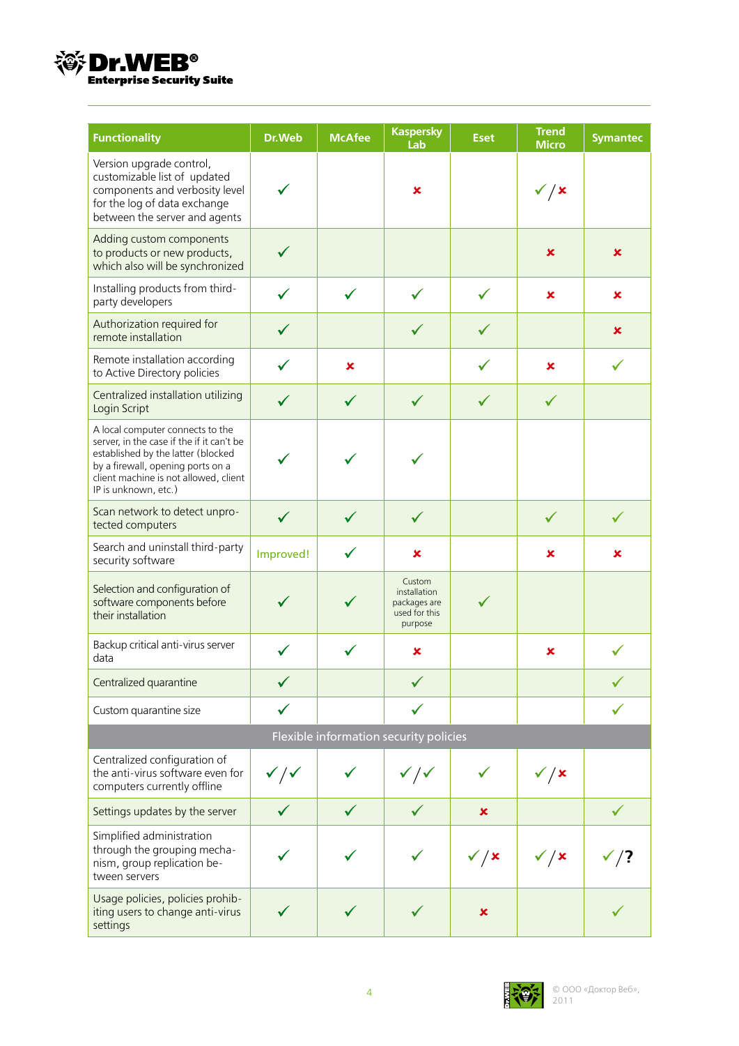| Functionality | Dr.Web | McAfee | Kaspersky Lab | Eset | Trend Micro | Symantec |
|---|---|---|---|---|---|---|
| Version upgrade control, customizable list of updated components and verbosity level for the log of data exchange between the server and agents | ✓ | | ✗ | | ✓/✗ | |
| Adding custom components to products or new products, which also will be synchronized | ✓ | | | | ✗ | ✗ |
| Installing products from third-party developers | ✓ | ✓ | ✓ | ✓ | ✗ | ✗ |
| Authorization required for remote installation | ✓ | | ✓ | ✓ | | ✗ |
| Remote installation according to Active Directory policies | ✓ | ✗ | | ✓ | ✗ | ✓ |
| Centralized installation utilizing Login Script | ✓ | ✓ | ✓ | ✓ | ✓ | |
| A local computer connects to the server, in the case if the if it can't be established by the latter (blocked by a firewall, opening ports on a client machine is not allowed, client IP is unknown, etc.) | ✓ | ✓ | ✓ | | | |
| Scan network to detect unprotected computers | ✓ | ✓ | ✓ | | ✓ | ✓ |
| Search and uninstall third-party security software | Improved! | ✓ | ✗ | | ✗ | ✗ |
| Selection and configuration of software components before their installation | ✓ | ✓ | Custom installation packages are used for this purpose | ✓ | | |
| Backup critical anti-virus server data | ✓ | ✓ | ✗ | | ✗ | ✓ |
| Centralized quarantine | ✓ | | ✓ | | | ✓ |
| Custom quarantine size | ✓ | | ✓ | | | ✓ |
| **Flexible information security policies** | | | | | | |
| Centralized configuration of the anti-virus software even for computers currently offline | ✓/✓ | ✓ | ✓/✓ | ✓ | ✓/✗ | |
| Settings updates by the server | ✓ | ✓ | ✓ | ✗ | | ✓ |
| Simplified administration through the grouping mechanism, group replication between servers | ✓ | ✓ | ✓ | ✓/✗ | ✓/✗ | ✓/? |
| Usage policies, policies prohibiting users to change anti-virus settings | ✓ | ✓ | ✓ | ✗ | | ✓ |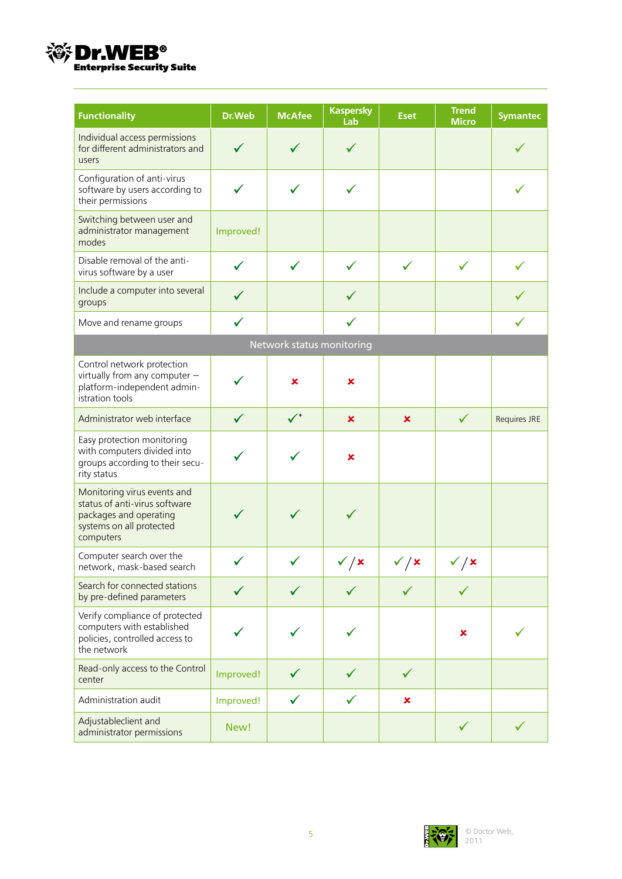| Functionality | Dr.Web | McAfee | Kaspersky Lab | Eset | Trend Micro | Symantec |
|---|---|---|---|---|---|---|
| Individual access permissions for different administrators and users | ✓ | ✓ | ✓ | | | ✓ |
| Configuration of anti-virus software by users according to their permissions | ✓ | ✓ | ✓ | | | ✓ |
| Switching between user and administrator management modes | Improved! | | | | | |
| Disable removal of the anti-virus software by a user | ✓ | ✓ | ✓ | ✓ | ✓ | ✓ |
| Include a computer into several groups | ✓ | | ✓ | | | ✓ |
| Move and rename groups | ✓ | | ✓ | | | ✓ |
| **Network status monitoring** | | | | | | |
| Control network protection virtually from any computer – platform-independent administration tools | ✓ | ✗ | ✗ | | | |
| Administrator web interface | ✓ | ✓* | ✗ | ✗ | ✓ | Requires JRE |
| Easy protection monitoring with computers divided into groups according to their security status | ✓ | ✓ | ✗ | | | |
| Monitoring virus events and status of anti-virus software packages and operating systems on all protected computers | ✓ | ✓ | ✓ | | | |
| Computer search over the network, mask-based search | ✓ | ✓ | ✓ / ✗ | ✓ / ✗ | ✓ / ✗ | |
| Search for connected stations by pre-defined parameters | ✓ | ✓ | ✓ | ✓ | ✓ | |
| Verify compliance of protected computers with established policies, controlled access to the network | ✓ | ✓ | ✓ | | ✗ | ✓ |
| Read-only access to the Control center | Improved! | ✓ | ✓ | ✓ | | |
| Administration audit | Improved! | ✓ | ✓ | ✗ | | |
| Adjustableclient and administrator permissions | New! | | | | ✓ | ✓ |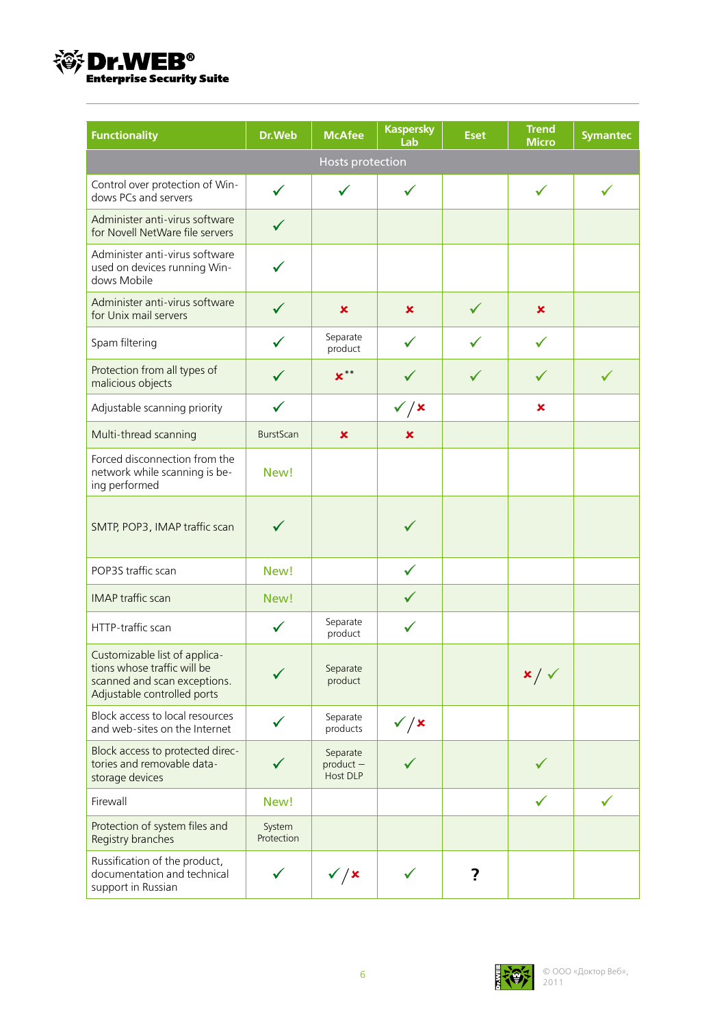| Functionality | Dr.Web | McAfee | Kaspersky Lab | Eset | Trend Micro | Symantec |
|---|---|---|---|---|---|---|
| Hosts protection | | | | | | |
| Control over protection of Windows PCs and servers | ✓ | ✓ | ✓ | | ✓ | ✓ |
| Administer anti-virus software for Novell NetWare file servers | ✓ | | | | | |
| Administer anti-virus software used on devices running Windows Mobile | ✓ | | | | | |
| Administer anti-virus software for Unix mail servers | ✓ | ✗ | ✗ | ✓ | ✗ | |
| Spam filtering | ✓ | Separate product | ✓ | ✓ | ✓ | |
| Protection from all types of malicious objects | ✓ | ✗** | ✓ | ✓ | ✓ | ✓ |
| Adjustable scanning priority | ✓ | | ✓/✗ | | ✗ | |
| Multi-thread scanning | BurstScan | ✗ | ✗ | | | |
| Forced disconnection from the network while scanning is being performed | New! | | | | | |
| SMTP, POP3, IMAP traffic scan | ✓ | | ✓ | | | |
| POP3S traffic scan | New! | | ✓ | | | |
| IMAP traffic scan | New! | | ✓ | | | |
| HTTP-traffic scan | ✓ | Separate product | ✓ | | | |
| Customizable list of applications whose traffic will be scanned and scan exceptions. Adjustable controlled ports | ✓ | Separate product | | | ✗/✓ | |
| Block access to local resources and web-sites on the Internet | ✓ | Separate products | ✓/✗ | | | |
| Block access to protected directories and removable data-storage devices | ✓ | Separate product – Host DLP | ✓ | | ✓ | |
| Firewall | New! | | | | ✓ | ✓ |
| Protection of system files and Registry branches | System Protection | | | | | |
| Russification of the product, documentation and technical support in Russian | ✓ | ✓/✗ | ✓ | ? | | |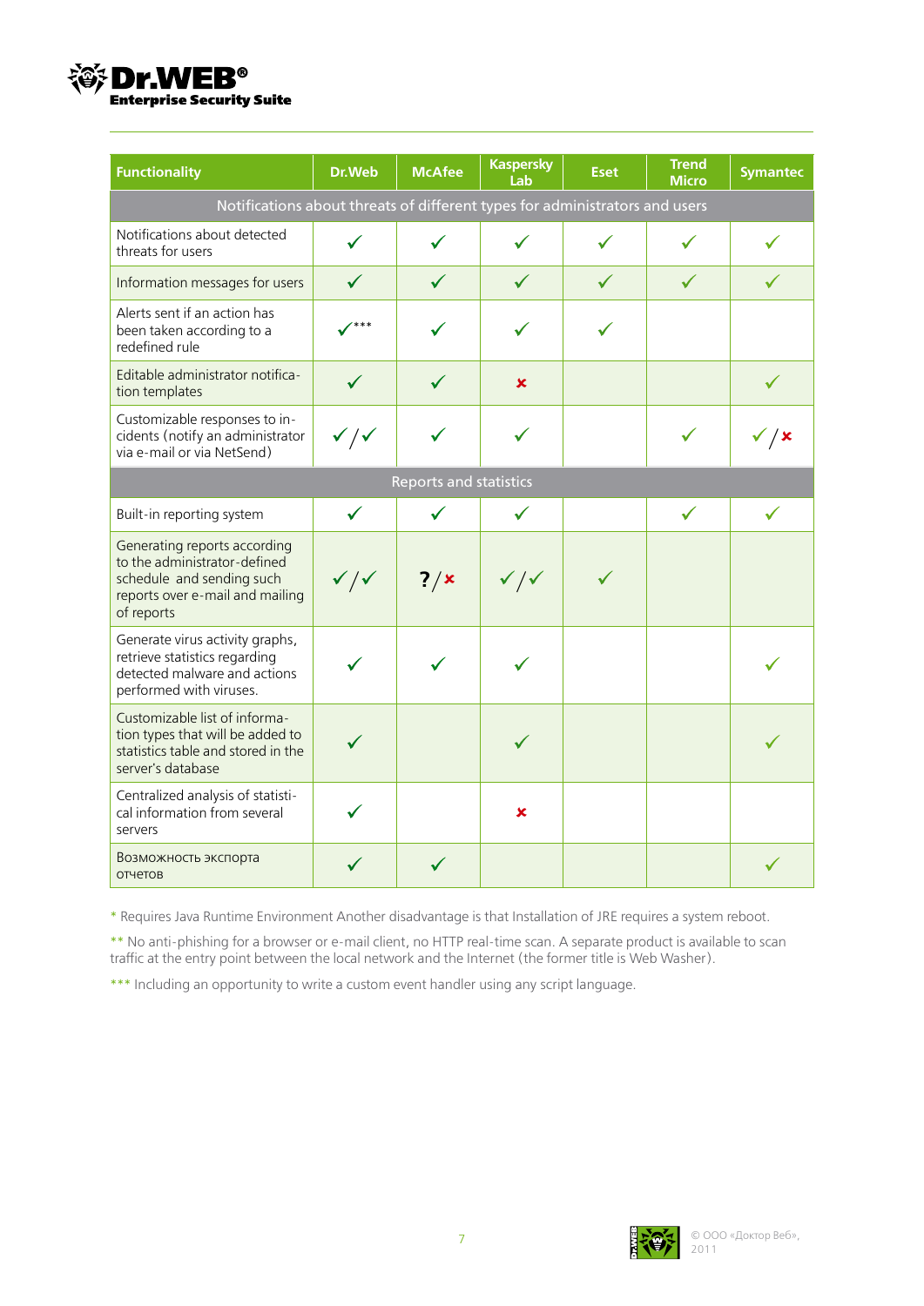| Functionality | Dr.Web | McAfee | Kaspersky Lab | Eset | Trend Micro | Symantec |
|---|---|---|---|---|---|---|
| Notifications about threats of different types for administrators and users | | | | | | |
| Notifications about detected threats for users | ✓ | ✓ | ✓ | ✓ | ✓ | ✓ |
| Information messages for users | ✓ | ✓ | ✓ | ✓ | ✓ | ✓ |
| Alerts sent if an action has been taken according to a redefined rule | ✓*** | ✓ | ✓ | ✓ | | |
| Editable administrator notification templates | ✓ | ✓ | ✗ | | | ✓ |
| Customizable responses to incidents (notify an administrator via e-mail or via NetSend) | ✓/✓ | ✓ | ✓ | | ✓ | ✓/✗ |
| Reports and statistics | | | | | | |
| Built-in reporting system | ✓ | ✓ | ✓ | | ✓ | ✓ |
| Generating reports according to the administrator-defined schedule and sending such reports over e-mail and mailing of reports | ✓/✓ | ?/✗ | ✓/✓ | ✓ | | |
| Generate virus activity graphs, retrieve statistics regarding detected malware and actions performed with viruses. | ✓ | ✓ | ✓ | | | ✓ |
| Customizable list of information types that will be added to statistics table and stored in the server's database | ✓ | | ✓ | | | ✓ |
| Centralized analysis of statistical information from several servers | ✓ | | ✗ | | | |
| Возможность экспорта отчетов | ✓ | ✓ | | | | ✓ |

* Requires Java Runtime Environment Another disadvantage is that Installation of JRE requires a system reboot.

** No anti-phishing for a browser or e-mail client, no HTTP real-time scan. A separate product is available to scan traffic at the entry point between the local network and the Internet (the former title is Web Washer).

*** Including an opportunity to write a custom event handler using any script language.

© ООО «Доктор Веб», 2011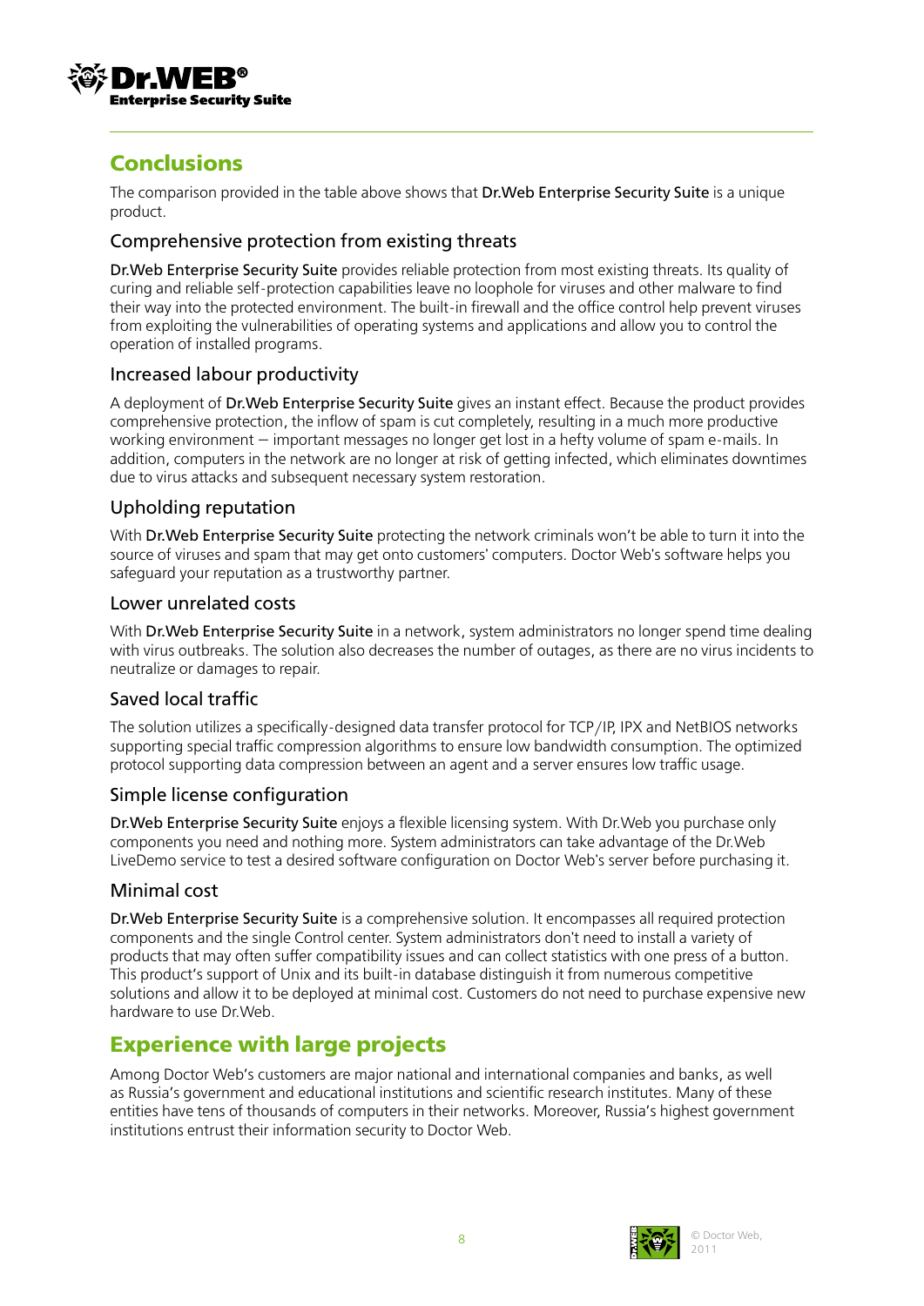## Conclusions

The comparison provided in the table above shows that Dr.Web Enterprise Security Suite is a unique product.

### Comprehensive protection from existing threats

Dr.Web Enterprise Security Suite provides reliable protection from most existing threats. Its quality of curing and reliable self-protection capabilities leave no loophole for viruses and other malware to find their way into the protected environment. The built-in firewall and the office control help prevent viruses from exploiting the vulnerabilities of operating systems and applications and allow you to control the operation of installed programs.

### Increased labour productivity

A deployment of Dr.Web Enterprise Security Suite gives an instant effect. Because the product provides comprehensive protection, the inflow of spam is cut completely, resulting in a much more productive working environment – important messages no longer get lost in a hefty volume of spam e-mails. In addition, computers in the network are no longer at risk of getting infected, which eliminates downtimes due to virus attacks and subsequent necessary system restoration.

### Upholding reputation

With Dr.Web Enterprise Security Suite protecting the network criminals won't be able to turn it into the source of viruses and spam that may get onto customers' computers. Doctor Web's software helps you safeguard your reputation as a trustworthy partner.

### Lower unrelated costs

With Dr.Web Enterprise Security Suite in a network, system administrators no longer spend time dealing with virus outbreaks. The solution also decreases the number of outages, as there are no virus incidents to neutralize or damages to repair.

### Saved local traffic

The solution utilizes a specifically-designed data transfer protocol for TCP/IP, IPX and NetBIOS networks supporting special traffic compression algorithms to ensure low bandwidth consumption. The optimized protocol supporting data compression between an agent and a server ensures low traffic usage.

### Simple license configuration

Dr.Web Enterprise Security Suite enjoys a flexible licensing system. With Dr.Web you purchase only components you need and nothing more. System administrators can take advantage of the Dr.Web LiveDemo service to test a desired software configuration on Doctor Web's server before purchasing it.

### Minimal cost

Dr.Web Enterprise Security Suite is a comprehensive solution. It encompasses all required protection components and the single Control center. System administrators don't need to install a variety of products that may often suffer compatibility issues and can collect statistics with one press of a button. This product's support of Unix and its built-in database distinguish it from numerous competitive solutions and allow it to be deployed at minimal cost. Customers do not need to purchase expensive new hardware to use Dr.Web.

## Experience with large projects

Among Doctor Web's customers are major national and international companies and banks, as well as Russia's government and educational institutions and scientific research institutes. Many of these entities have tens of thousands of computers in their networks. Moreover, Russia's highest government institutions entrust their information security to Doctor Web.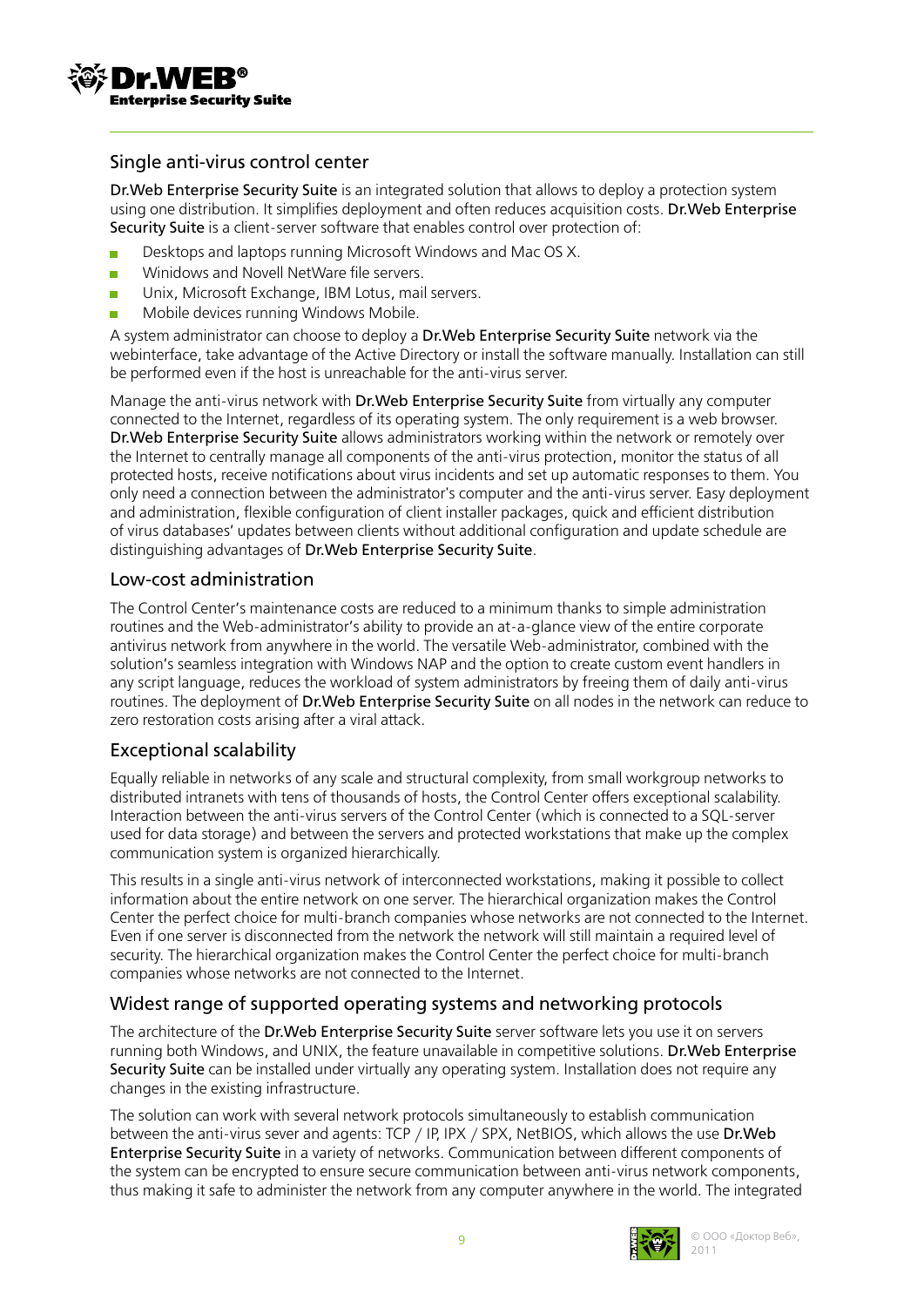## Single anti-virus control center

Dr.Web Enterprise Security Suite is an integrated solution that allows to deploy a protection system using one distribution. It simplifies deployment and often reduces acquisition costs. Dr.Web Enterprise Security Suite is a client-server software that enables control over protection of:

- Desktops and laptops running Microsoft Windows and Mac OS X.
- Winidows and Novell NetWare file servers.
- Unix, Microsoft Exchange, IBM Lotus, mail servers.
- Mobile devices running Windows Mobile.

A system administrator can choose to deploy a Dr.Web Enterprise Security Suite network via the webinterface, take advantage of the Active Directory or install the software manually. Installation can still be performed even if the host is unreachable for the anti-virus server.

Manage the anti-virus network with Dr.Web Enterprise Security Suite from virtually any computer connected to the Internet, regardless of its operating system. The only requirement is a web browser. Dr.Web Enterprise Security Suite allows administrators working within the network or remotely over the Internet to centrally manage all components of the anti-virus protection, monitor the status of all protected hosts, receive notifications about virus incidents and set up automatic responses to them. You only need a connection between the administrator's computer and the anti-virus server. Easy deployment and administration, flexible configuration of client installer packages, quick and efficient distribution of virus databases' updates between clients without additional configuration and update schedule are distinguishing advantages of Dr.Web Enterprise Security Suite.

## Low-cost administration

The Control Center's maintenance costs are reduced to a minimum thanks to simple administration routines and the Web-administrator's ability to provide an at-a-glance view of the entire corporate antivirus network from anywhere in the world. The versatile Web-administrator, combined with the solution's seamless integration with Windows NAP and the option to create custom event handlers in any script language, reduces the workload of system administrators by freeing them of daily anti-virus routines. The deployment of Dr.Web Enterprise Security Suite on all nodes in the network can reduce to zero restoration costs arising after a viral attack.

## Exceptional scalability

Equally reliable in networks of any scale and structural complexity, from small workgroup networks to distributed intranets with tens of thousands of hosts, the Control Center offers exceptional scalability. Interaction between the anti-virus servers of the Control Center (which is connected to a SQL-server used for data storage) and between the servers and protected workstations that make up the complex communication system is organized hierarchically.

This results in a single anti-virus network of interconnected workstations, making it possible to collect information about the entire network on one server. The hierarchical organization makes the Control Center the perfect choice for multi-branch companies whose networks are not connected to the Internet. Even if one server is disconnected from the network the network will still maintain a required level of security. The hierarchical organization makes the Control Center the perfect choice for multi-branch companies whose networks are not connected to the Internet.

## Widest range of supported operating systems and networking protocols

The architecture of the Dr.Web Enterprise Security Suite server software lets you use it on servers running both Windows, and UNIX, the feature unavailable in competitive solutions. Dr.Web Enterprise Security Suite can be installed under virtually any operating system. Installation does not require any changes in the existing infrastructure.

The solution can work with several network protocols simultaneously to establish communication between the anti-virus sever and agents: TCP / IP, IPX / SPX, NetBIOS, which allows the use Dr.Web Enterprise Security Suite in a variety of networks. Communication between different components of the system can be encrypted to ensure secure communication between anti-virus network components, thus making it safe to administer the network from any computer anywhere in the world. The integrated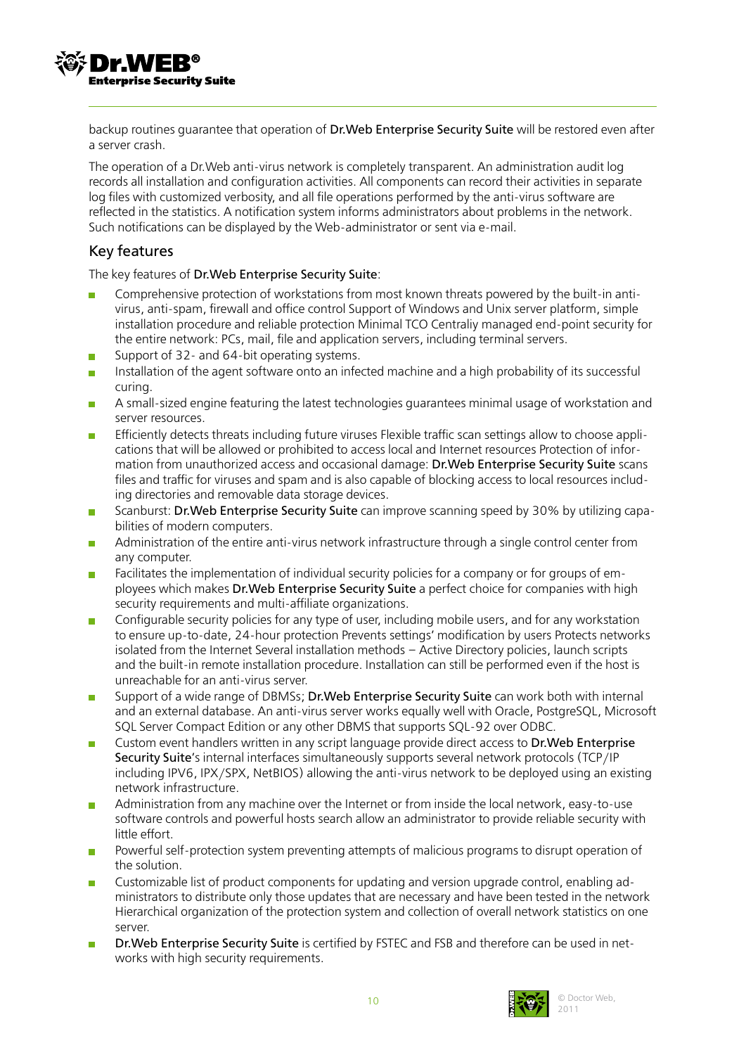backup routines guarantee that operation of Dr.Web Enterprise Security Suite will be restored even after a server crash.

The operation of a Dr.Web anti-virus network is completely transparent. An administration audit log records all installation and configuration activities. All components can record their activities in separate log files with customized verbosity, and all file operations performed by the anti-virus software are reflected in the statistics. A notification system informs administrators about problems in the network. Such notifications can be displayed by the Web-administrator or sent via e-mail.

## Key features

The key features of Dr.Web Enterprise Security Suite:

- Comprehensive protection of workstations from most known threats powered by the built-in anti-virus, anti-spam, firewall and office control Support of Windows and Unix server platform, simple installation procedure and reliable protection Minimal TCO Centraliy managed end-point security for the entire network: PCs, mail, file and application servers, including terminal servers.
- Support of 32- and 64-bit operating systems.
- Installation of the agent software onto an infected machine and a high probability of its successful curing.
- A small-sized engine featuring the latest technologies guarantees minimal usage of workstation and server resources.
- Efficiently detects threats including future viruses Flexible traffic scan settings allow to choose applications that will be allowed or prohibited to access local and Internet resources Protection of information from unauthorized access and occasional damage: Dr.Web Enterprise Security Suite scans files and traffic for viruses and spam and is also capable of blocking access to local resources including directories and removable data storage devices.
- Scanburst: Dr.Web Enterprise Security Suite can improve scanning speed by 30% by utilizing capabilities of modern computers.
- Administration of the entire anti-virus network infrastructure through a single control center from any computer.
- Facilitates the implementation of individual security policies for a company or for groups of employees which makes Dr.Web Enterprise Security Suite a perfect choice for companies with high security requirements and multi-affiliate organizations.
- Configurable security policies for any type of user, including mobile users, and for any workstation to ensure up-to-date, 24-hour protection Prevents settings' modification by users Protects networks isolated from the Internet Several installation methods – Active Directory policies, launch scripts and the built-in remote installation procedure. Installation can still be performed even if the host is unreachable for an anti-virus server.
- Support of a wide range of DBMSs; Dr.Web Enterprise Security Suite can work both with internal and an external database. An anti-virus server works equally well with Oracle, PostgreSQL, Microsoft SQL Server Compact Edition or any other DBMS that supports SQL-92 over ODBC.
- Custom event handlers written in any script language provide direct access to Dr.Web Enterprise Security Suite's internal interfaces simultaneously supports several network protocols (TCP/IP including IPV6, IPX/SPX, NetBIOS) allowing the anti-virus network to be deployed using an existing network infrastructure.
- Administration from any machine over the Internet or from inside the local network, easy-to-use software controls and powerful hosts search allow an administrator to provide reliable security with little effort.
- Powerful self-protection system preventing attempts of malicious programs to disrupt operation of the solution.
- Customizable list of product components for updating and version upgrade control, enabling administrators to distribute only those updates that are necessary and have been tested in the network Hierarchical organization of the protection system and collection of overall network statistics on one server.
- Dr.Web Enterprise Security Suite is certified by FSTEC and FSB and therefore can be used in networks with high security requirements.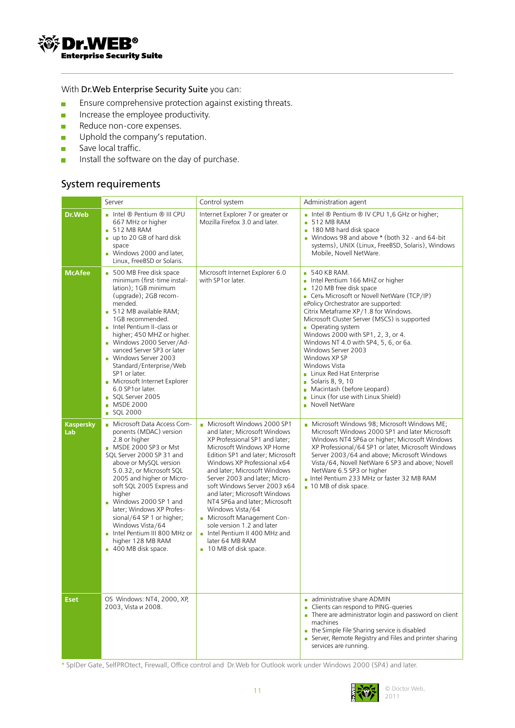With **Dr.Web Enterprise Security Suite** you can:

- Ensure comprehensive protection against existing threats.
- Increase the employee productivity.
- Reduce non-core expenses.
- Uphold the company's reputation.
- Save local traffic.
- Install the software on the day of purchase.

## System requirements

| | Server | Control system | Administration agent |
|---|---|---|---|
| **Dr.Web** | ▪ Intel ® Pentium ® III CPU 667 MHz or higher<br>▪ 512 MB RAM<br>▪ up to 20 GB of hard disk space<br>▪ Windows 2000 and later, Linux, FreeBSD or Solaris. | Internet Explorer 7 or greater or Mozilla Firefox 3.0 and later. | ▪ Intel ® Pentium ® IV CPU 1,6 GHz or higher;<br>▪ 512 MB RAM<br>▪ 180 MB hard disk space<br>▪ Windows 98 and above * (both 32 - and 64-bit systems), UNIX (Linux, FreeBSD, Solaris), Windows Mobile, Novell NetWare. |
| **McAfee** | ▪ 500 MB Free disk space minimum (first-time installation); 1GB minimum (upgrade); 2GB recommended.<br>▪ 512 MB available RAM; 1GB recommended.<br>▪ Intel Pentium II-class or higher; 450 MHZ or higher.<br>▪ Windows 2000 Server/Advanced Server SP3 or later<br>▪ Windows Server 2003 Standard/Enterprise/Web SP1 or later.<br>▪ Microsoft Internet Explorer 6.0 SP1or later.<br>▪ SQL Server 2005<br>▪ MSDE 2000<br>▪ SQL 2000 | Microsoft Internet Explorer 6.0 with SP1or later. | ▪ 540 KB RAM.<br>▪ Intel Pentium 166 MHZ or higher<br>▪ 120 MB free disk space<br>▪ Сеть Microsoft or Novell NetWare (TCP/IP)<br>ePolicy Orchestrator are supported:<br>Citrix Metaframe XP/1.8 for Windows.<br>Microsoft Cluster Server (MSCS) is supported<br>▪ Operating system<br>Windows 2000 with SP1, 2, 3, or 4.<br>Windows NT 4.0 with SP4, 5, 6, or 6a.<br>Windows Server 2003<br>Windows XP SP<br>Windows Vista<br>▪ Linux Red Hat Enterprise<br>▪ Solaris 8, 9, 10<br>▪ Macintash (before Leopard)<br>▪ Linux (for use with Linux Shield)<br>▪ Novell NetWare |
| **Kaspersky Lab** | ▪ Microsoft Data Access Components (MDAC) version 2.8 or higher<br>▪ MSDE 2000 SP3 or Mst SQL Server 2000 SP 31 and above or MySQL version 5.0.32, or Microsoft SQL 2005 and higher or Microsoft SQL 2005 Express and higher<br>▪ Windows 2000 SP 1 and later; Windows XP Professional/64 SP 1 or higher; Windows Vista/64<br>▪ Intel Pentium III 800 MHz or higher 128 MB RAM<br>▪ 400 MB disk space. | ▪ Microsoft Windows 2000 SP1 and later; Microsoft Windows XP Professional SP1 and later; Microsoft Windows XP Home Edition SP1 and later; Microsoft Windows XP Professional x64 and later; Microsoft Windows Server 2003 and later; Microsoft Windows Server 2003 x64 and later; Microsoft Windows NT4 SP6a and later; Microsoft Windows Vista/64<br>▪ Microsoft Management Console version 1.2 and later<br>▪ Intel Pentium II 400 MHz and later 64 MB RAM<br>▪ 10 MB of disk space. | ▪ Microsoft Windows 98; Microsoft Windows ME; Microsoft Windows 2000 SP1 and later Microsoft Windows NT4 SP6a or higher; Microsoft Windows XP Professional/64 SP1 or later, Microsoft Windows Server 2003/64 and above; Microsoft Windows Vista/64, Novell NetWare 6 SP3 and above; Novell NetWare 6.5 SP3 or higher<br>▪ Intel Pentium 233 MHz or faster 32 MB RAM<br>▪ 10 MB of disk space. |
| **Eset** | OS Windows: NT4, 2000, XP, 2003, Vista и 2008. | | ▪ administrative share ADMIN<br>▪ Clients can respond to PING-queries<br>▪ There are administrator login and password on client machines<br>▪ the Simple File Sharing service is disabled<br>▪ Server, Remote Registry and Files and printer sharing services are running. |

\* SpIDer Gate, SelfPROtect, Firewall, Office control and Dr.Web for Outlook work under Windows 2000 (SP4) and later.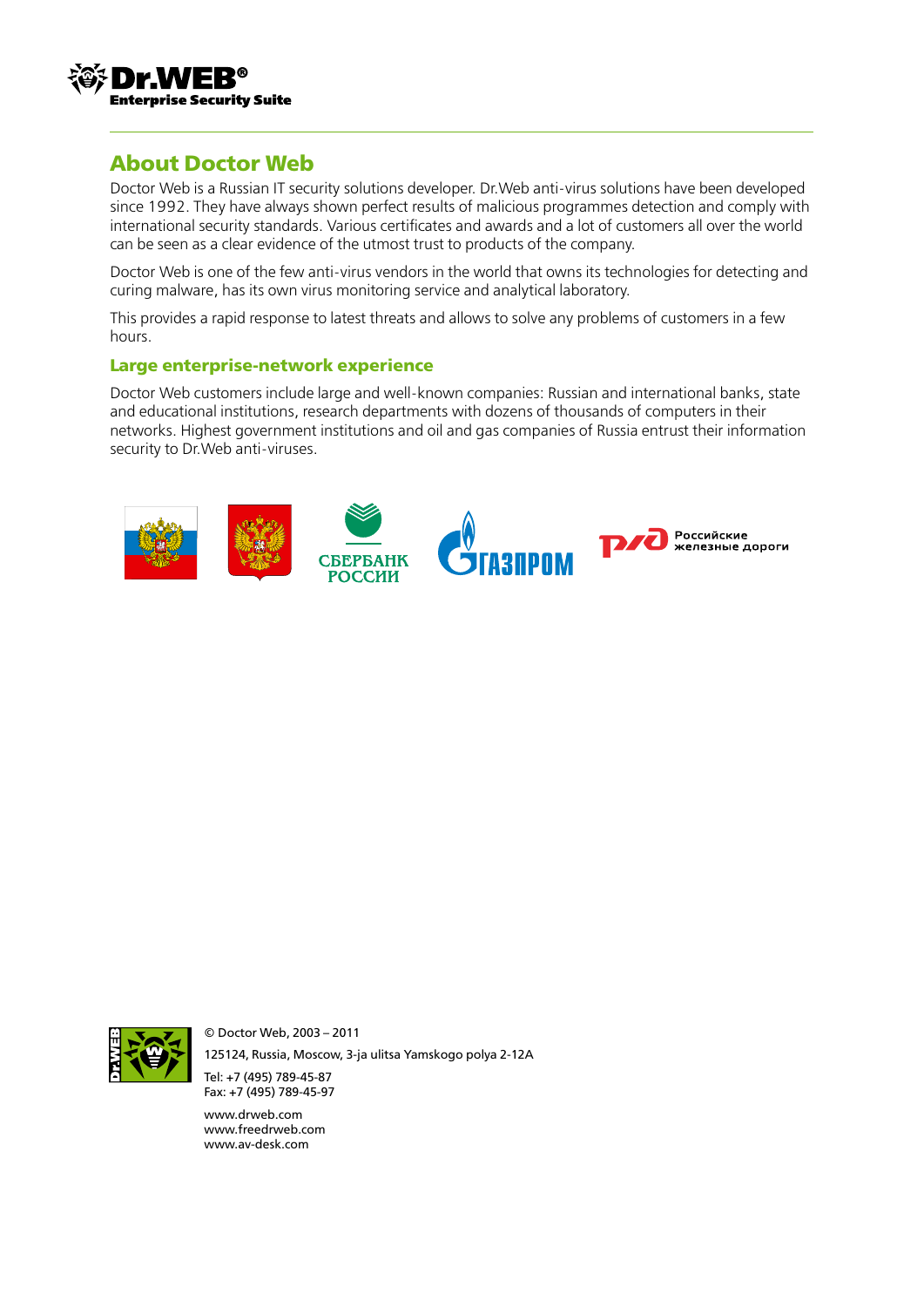## About Doctor Web

Doctor Web is a Russian IT security solutions developer. Dr.Web anti-virus solutions have been developed since 1992. They have always shown perfect results of malicious programmes detection and comply with international security standards. Various certificates and awards and a lot of customers all over the world can be seen as a clear evidence of the utmost trust to products of the company.

Doctor Web is one of the few anti-virus vendors in the world that owns its technologies for detecting and curing malware, has its own virus monitoring service and analytical laboratory.

This provides a rapid response to latest threats and allows to solve any problems of customers in a few hours.

### Large enterprise-network experience

Doctor Web customers include large and well-known companies: Russian and international banks, state and educational institutions, research departments with dozens of thousands of computers in their networks. Highest government institutions and oil and gas companies of Russia entrust their information security to Dr.Web anti-viruses.

СБЕРБАНК РОССИИ

ГАЗПРОМ

Российские железные дороги

© Doctor Web, 2003 – 2011

125124, Russia, Moscow, 3-ja ulitsa Yamskogo polya 2-12A

Tel: +7 (495) 789-45-87
Fax: +7 (495) 789-45-97

www.drweb.com
www.freedrweb.com
www.av-desk.com